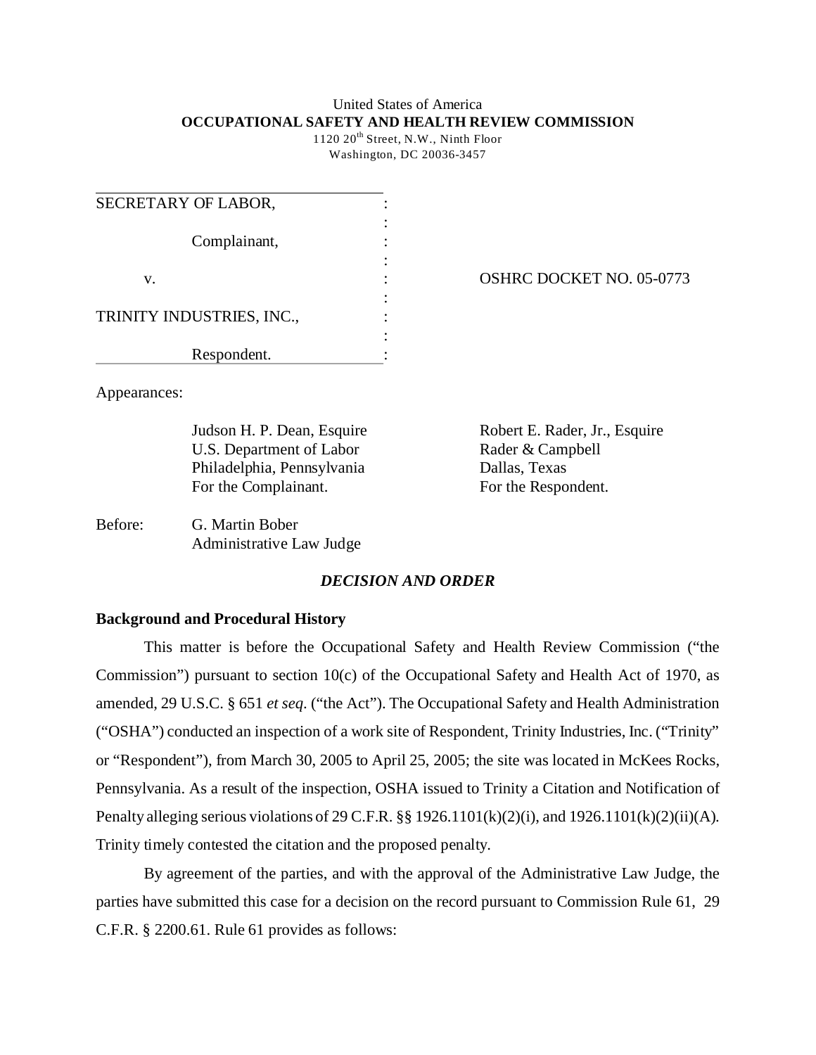United States of America
**OCCUPATIONAL SAFETY AND HEALTH REVIEW COMMISSION**
1120 20th Street, N.W., Ninth Floor
Washington, DC 20036-3457

| | | |
|---|---|---|
| SECRETARY OF LABOR, | : | |
| Complainant, | : | |
| v. | : | OSHRC DOCKET NO. 05-0773 |
| TRINITY INDUSTRIES, INC., | : | |
| Respondent. | : | |

Appearances:

Judson H. P. Dean, Esquire
U.S. Department of Labor
Philadelphia, Pennsylvania
For the Complainant.

Robert E. Rader, Jr., Esquire
Rader & Campbell
Dallas, Texas
For the Respondent.

Before: G. Martin Bober
Administrative Law Judge

## *DECISION AND ORDER*

### Background and Procedural History

This matter is before the Occupational Safety and Health Review Commission ("the Commission") pursuant to section 10(c) of the Occupational Safety and Health Act of 1970, as amended, 29 U.S.C. § 651 *et seq.* ("the Act"). The Occupational Safety and Health Administration ("OSHA") conducted an inspection of a work site of Respondent, Trinity Industries, Inc. ("Trinity" or "Respondent"), from March 30, 2005 to April 25, 2005; the site was located in McKees Rocks, Pennsylvania. As a result of the inspection, OSHA issued to Trinity a Citation and Notification of Penalty alleging serious violations of 29 C.F.R. §§ 1926.1101(k)(2)(i), and 1926.1101(k)(2)(ii)(A). Trinity timely contested the citation and the proposed penalty.

By agreement of the parties, and with the approval of the Administrative Law Judge, the parties have submitted this case for a decision on the record pursuant to Commission Rule 61, 29 C.F.R. § 2200.61. Rule 61 provides as follows: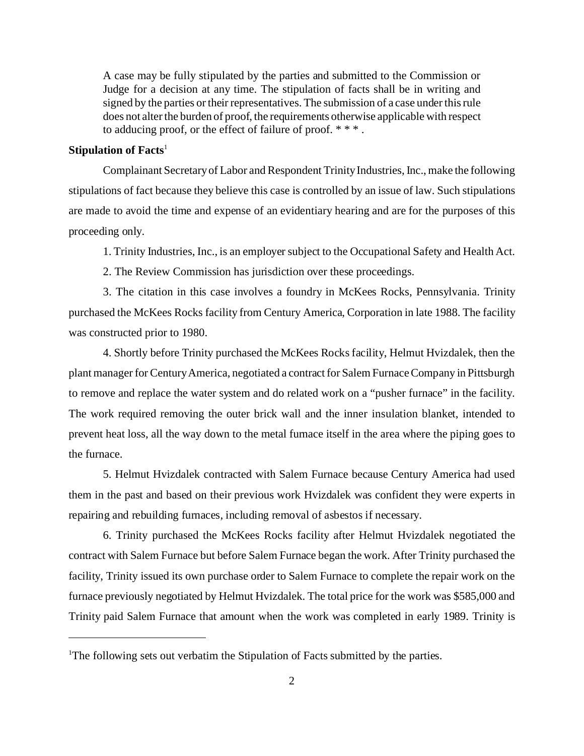> A case may be fully stipulated by the parties and submitted to the Commission or Judge for a decision at any time. The stipulation of facts shall be in writing and signed by the parties or their representatives. The submission of a case under this rule does not alter the burden of proof, the requirements otherwise applicable with respect to adducing proof, or the effect of failure of proof. * * * .

**Stipulation of Facts**[1]

Complainant Secretary of Labor and Respondent Trinity Industries, Inc., make the following stipulations of fact because they believe this case is controlled by an issue of law. Such stipulations are made to avoid the time and expense of an evidentiary hearing and are for the purposes of this proceeding only.

1. Trinity Industries, Inc., is an employer subject to the Occupational Safety and Health Act.

2. The Review Commission has jurisdiction over these proceedings.

3. The citation in this case involves a foundry in McKees Rocks, Pennsylvania. Trinity purchased the McKees Rocks facility from Century America, Corporation in late 1988. The facility was constructed prior to 1980.

4. Shortly before Trinity purchased the McKees Rocks facility, Helmut Hvizdalek, then the plant manager for Century America, negotiated a contract for Salem Furnace Company in Pittsburgh to remove and replace the water system and do related work on a "pusher furnace" in the facility. The work required removing the outer brick wall and the inner insulation blanket, intended to prevent heat loss, all the way down to the metal furnace itself in the area where the piping goes to the furnace.

5. Helmut Hvizdalek contracted with Salem Furnace because Century America had used them in the past and based on their previous work Hvizdalek was confident they were experts in repairing and rebuilding furnaces, including removal of asbestos if necessary.

6. Trinity purchased the McKees Rocks facility after Helmut Hvizdalek negotiated the contract with Salem Furnace but before Salem Furnace began the work. After Trinity purchased the facility, Trinity issued its own purchase order to Salem Furnace to complete the repair work on the furnace previously negotiated by Helmut Hvizdalek. The total price for the work was $585,000 and Trinity paid Salem Furnace that amount when the work was completed in early 1989. Trinity is

---

[1]The following sets out verbatim the Stipulation of Facts submitted by the parties.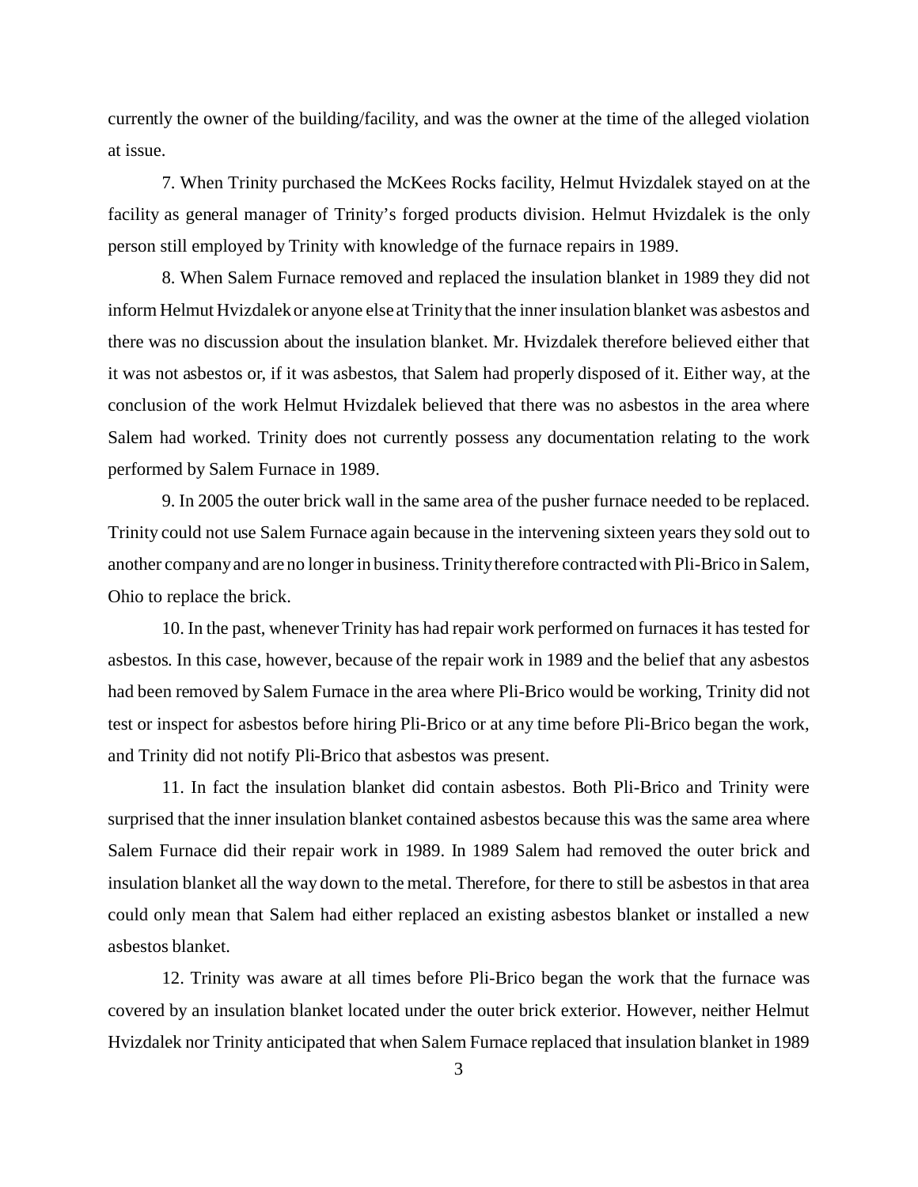currently the owner of the building/facility, and was the owner at the time of the alleged violation at issue.

7. When Trinity purchased the McKees Rocks facility, Helmut Hvizdalek stayed on at the facility as general manager of Trinity's forged products division. Helmut Hvizdalek is the only person still employed by Trinity with knowledge of the furnace repairs in 1989.

8. When Salem Furnace removed and replaced the insulation blanket in 1989 they did not inform Helmut Hvizdalek or anyone else at Trinity that the inner insulation blanket was asbestos and there was no discussion about the insulation blanket. Mr. Hvizdalek therefore believed either that it was not asbestos or, if it was asbestos, that Salem had properly disposed of it. Either way, at the conclusion of the work Helmut Hvizdalek believed that there was no asbestos in the area where Salem had worked. Trinity does not currently possess any documentation relating to the work performed by Salem Furnace in 1989.

9. In 2005 the outer brick wall in the same area of the pusher furnace needed to be replaced. Trinity could not use Salem Furnace again because in the intervening sixteen years they sold out to another company and are no longer in business. Trinity therefore contracted with Pli-Brico in Salem, Ohio to replace the brick.

10. In the past, whenever Trinity has had repair work performed on furnaces it has tested for asbestos. In this case, however, because of the repair work in 1989 and the belief that any asbestos had been removed by Salem Furnace in the area where Pli-Brico would be working, Trinity did not test or inspect for asbestos before hiring Pli-Brico or at any time before Pli-Brico began the work, and Trinity did not notify Pli-Brico that asbestos was present.

11. In fact the insulation blanket did contain asbestos. Both Pli-Brico and Trinity were surprised that the inner insulation blanket contained asbestos because this was the same area where Salem Furnace did their repair work in 1989. In 1989 Salem had removed the outer brick and insulation blanket all the way down to the metal. Therefore, for there to still be asbestos in that area could only mean that Salem had either replaced an existing asbestos blanket or installed a new asbestos blanket.

12. Trinity was aware at all times before Pli-Brico began the work that the furnace was covered by an insulation blanket located under the outer brick exterior. However, neither Helmut Hvizdalek nor Trinity anticipated that when Salem Furnace replaced that insulation blanket in 1989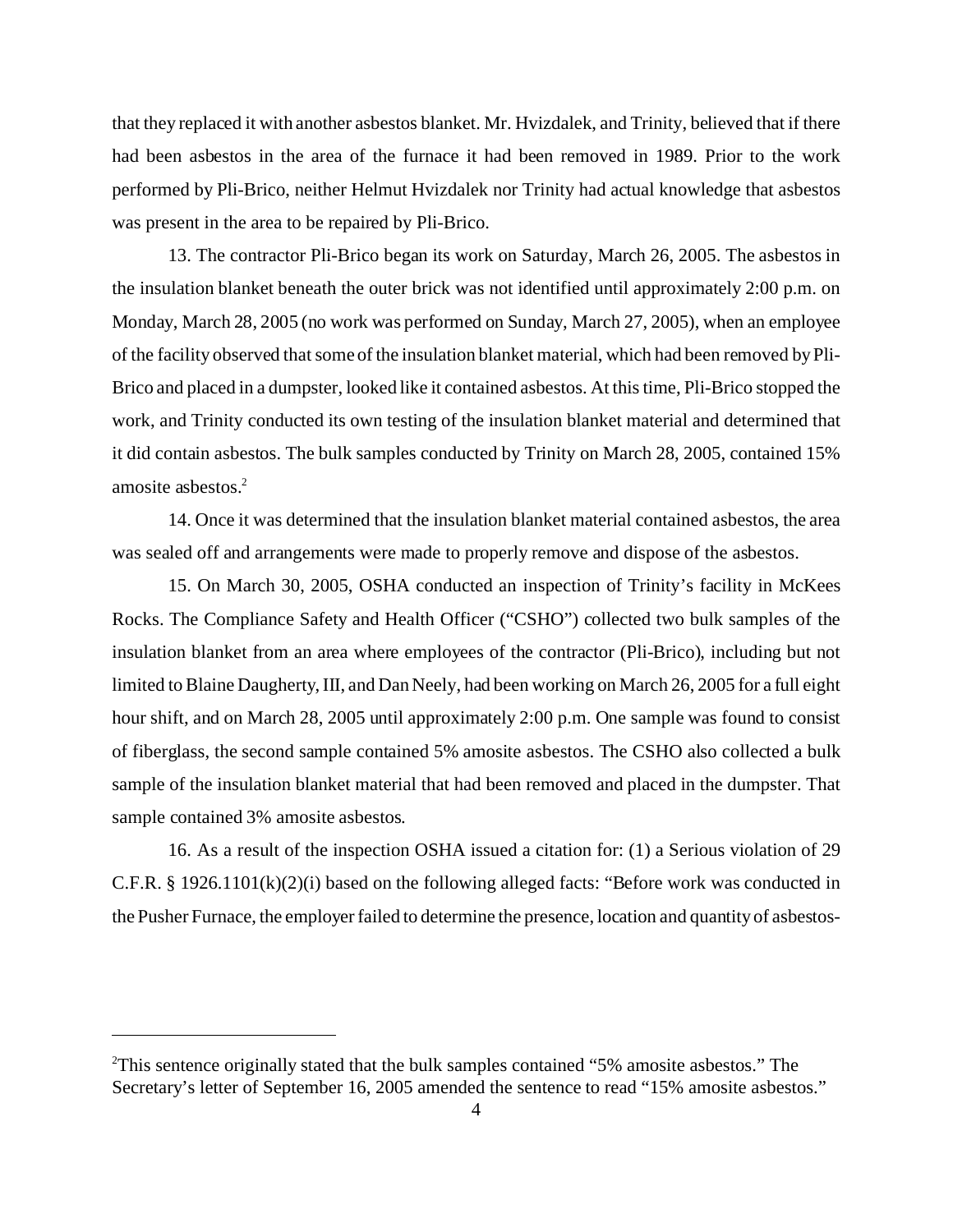that they replaced it with another asbestos blanket. Mr. Hvizdalek, and Trinity, believed that if there had been asbestos in the area of the furnace it had been removed in 1989. Prior to the work performed by Pli-Brico, neither Helmut Hvizdalek nor Trinity had actual knowledge that asbestos was present in the area to be repaired by Pli-Brico.

13. The contractor Pli-Brico began its work on Saturday, March 26, 2005. The asbestos in the insulation blanket beneath the outer brick was not identified until approximately 2:00 p.m. on Monday, March 28, 2005 (no work was performed on Sunday, March 27, 2005), when an employee of the facility observed that some of the insulation blanket material, which had been removed by Pli-Brico and placed in a dumpster, looked like it contained asbestos. At this time, Pli-Brico stopped the work, and Trinity conducted its own testing of the insulation blanket material and determined that it did contain asbestos. The bulk samples conducted by Trinity on March 28, 2005, contained 15% amosite asbestos.[2]

14. Once it was determined that the insulation blanket material contained asbestos, the area was sealed off and arrangements were made to properly remove and dispose of the asbestos.

15. On March 30, 2005, OSHA conducted an inspection of Trinity's facility in McKees Rocks. The Compliance Safety and Health Officer ("CSHO") collected two bulk samples of the insulation blanket from an area where employees of the contractor (Pli-Brico), including but not limited to Blaine Daugherty, III, and Dan Neely, had been working on March 26, 2005 for a full eight hour shift, and on March 28, 2005 until approximately 2:00 p.m. One sample was found to consist of fiberglass, the second sample contained 5% amosite asbestos. The CSHO also collected a bulk sample of the insulation blanket material that had been removed and placed in the dumpster. That sample contained 3% amosite asbestos.

16. As a result of the inspection OSHA issued a citation for: (1) a Serious violation of 29 C.F.R. § 1926.1101(k)(2)(i) based on the following alleged facts: "Before work was conducted in the Pusher Furnace, the employer failed to determine the presence, location and quantity of asbestos-

---

[2]This sentence originally stated that the bulk samples contained "5% amosite asbestos." The Secretary's letter of September 16, 2005 amended the sentence to read "15% amosite asbestos."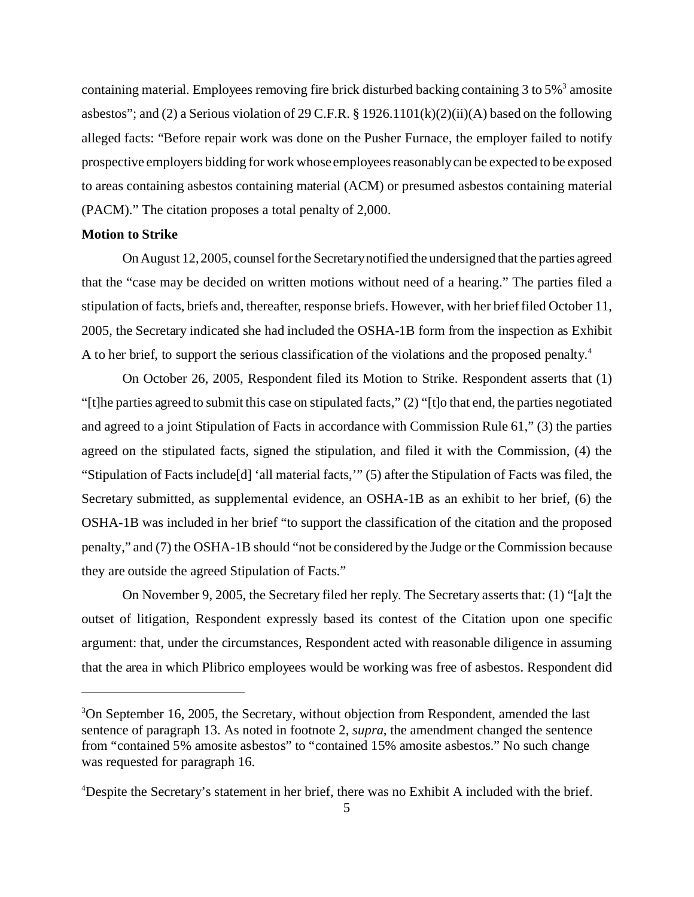containing material. Employees removing fire brick disturbed backing containing 3 to 5%[3] amosite asbestos"; and (2) a Serious violation of 29 C.F.R. § 1926.1101(k)(2)(ii)(A) based on the following alleged facts: "Before repair work was done on the Pusher Furnace, the employer failed to notify prospective employers bidding for work whose employees reasonably can be expected to be exposed to areas containing asbestos containing material (ACM) or presumed asbestos containing material (PACM)." The citation proposes a total penalty of 2,000.

**Motion to Strike**

On August 12, 2005, counsel for the Secretary notified the undersigned that the parties agreed that the "case may be decided on written motions without need of a hearing." The parties filed a stipulation of facts, briefs and, thereafter, response briefs. However, with her brief filed October 11, 2005, the Secretary indicated she had included the OSHA-1B form from the inspection as Exhibit A to her brief, to support the serious classification of the violations and the proposed penalty.[4]

On October 26, 2005, Respondent filed its Motion to Strike. Respondent asserts that (1) "[t]he parties agreed to submit this case on stipulated facts," (2) "[t]o that end, the parties negotiated and agreed to a joint Stipulation of Facts in accordance with Commission Rule 61," (3) the parties agreed on the stipulated facts, signed the stipulation, and filed it with the Commission, (4) the "Stipulation of Facts include[d] 'all material facts,'" (5) after the Stipulation of Facts was filed, the Secretary submitted, as supplemental evidence, an OSHA-1B as an exhibit to her brief, (6) the OSHA-1B was included in her brief "to support the classification of the citation and the proposed penalty," and (7) the OSHA-1B should "not be considered by the Judge or the Commission because they are outside the agreed Stipulation of Facts."

On November 9, 2005, the Secretary filed her reply. The Secretary asserts that: (1) "[a]t the outset of litigation, Respondent expressly based its contest of the Citation upon one specific argument: that, under the circumstances, Respondent acted with reasonable diligence in assuming that the area in which Plibrico employees would be working was free of asbestos. Respondent did

---

[3]On September 16, 2005, the Secretary, without objection from Respondent, amended the last sentence of paragraph 13. As noted in footnote 2, *supra*, the amendment changed the sentence from "contained 5% amosite asbestos" to "contained 15% amosite asbestos." No such change was requested for paragraph 16.

[4]Despite the Secretary's statement in her brief, there was no Exhibit A included with the brief.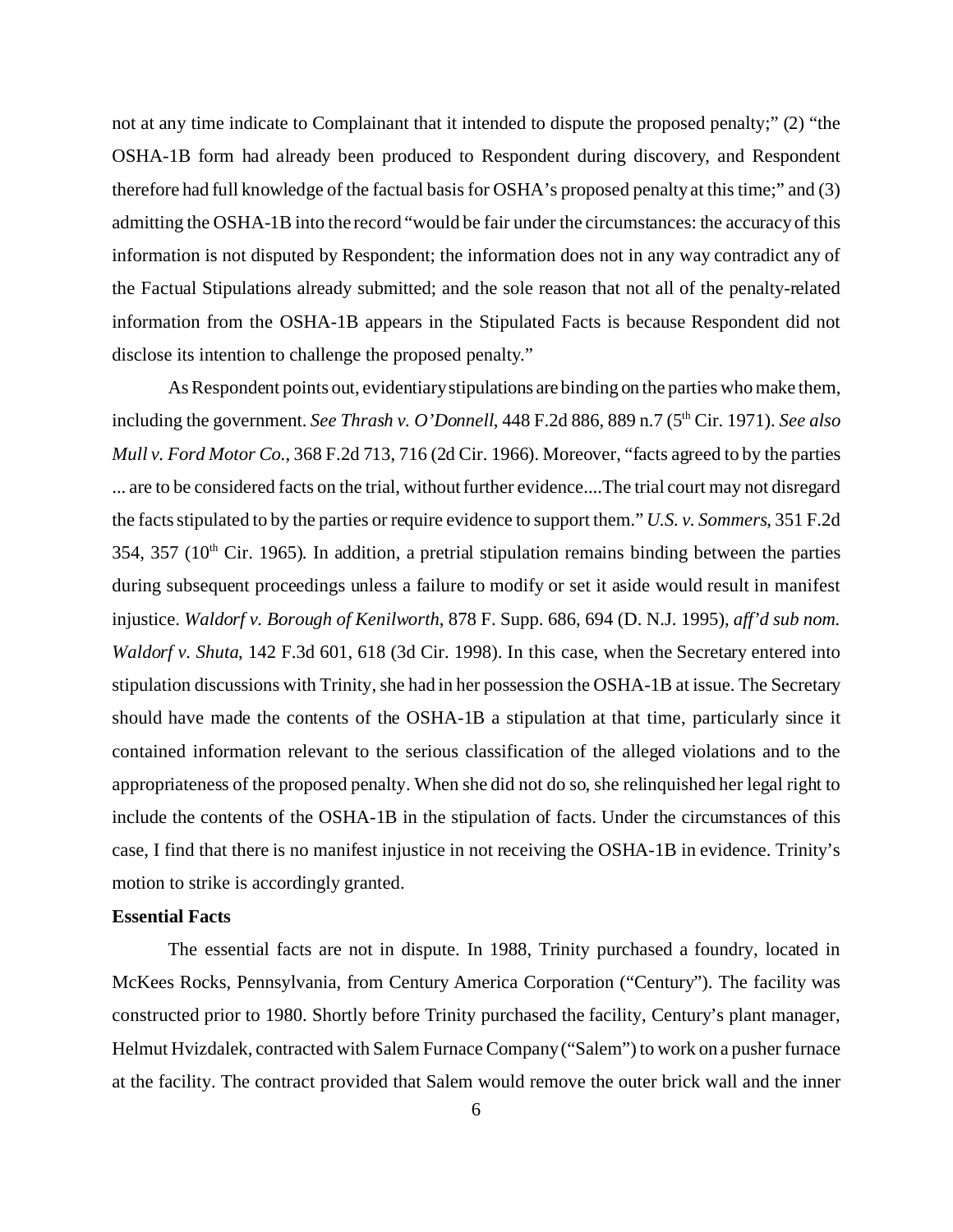not at any time indicate to Complainant that it intended to dispute the proposed penalty;" (2) "the OSHA-1B form had already been produced to Respondent during discovery, and Respondent therefore had full knowledge of the factual basis for OSHA's proposed penalty at this time;" and (3) admitting the OSHA-1B into the record "would be fair under the circumstances: the accuracy of this information is not disputed by Respondent; the information does not in any way contradict any of the Factual Stipulations already submitted; and the sole reason that not all of the penalty-related information from the OSHA-1B appears in the Stipulated Facts is because Respondent did not disclose its intention to challenge the proposed penalty."

As Respondent points out, evidentiary stipulations are binding on the parties who make them, including the government. *See Thrash v. O'Donnell*, 448 F.2d 886, 889 n.7 (5th Cir. 1971). *See also Mull v. Ford Motor Co.*, 368 F.2d 713, 716 (2d Cir. 1966). Moreover, "facts agreed to by the parties ... are to be considered facts on the trial, without further evidence....The trial court may not disregard the facts stipulated to by the parties or require evidence to support them." *U.S. v. Sommers*, 351 F.2d 354, 357 (10th Cir. 1965). In addition, a pretrial stipulation remains binding between the parties during subsequent proceedings unless a failure to modify or set it aside would result in manifest injustice. *Waldorf v. Borough of Kenilworth*, 878 F. Supp. 686, 694 (D. N.J. 1995), *aff'd sub nom. Waldorf v. Shuta*, 142 F.3d 601, 618 (3d Cir. 1998). In this case, when the Secretary entered into stipulation discussions with Trinity, she had in her possession the OSHA-1B at issue. The Secretary should have made the contents of the OSHA-1B a stipulation at that time, particularly since it contained information relevant to the serious classification of the alleged violations and to the appropriateness of the proposed penalty. When she did not do so, she relinquished her legal right to include the contents of the OSHA-1B in the stipulation of facts. Under the circumstances of this case, I find that there is no manifest injustice in not receiving the OSHA-1B in evidence. Trinity's motion to strike is accordingly granted.

**Essential Facts**

The essential facts are not in dispute. In 1988, Trinity purchased a foundry, located in McKees Rocks, Pennsylvania, from Century America Corporation ("Century"). The facility was constructed prior to 1980. Shortly before Trinity purchased the facility, Century's plant manager, Helmut Hvizdalek, contracted with Salem Furnace Company ("Salem") to work on a pusher furnace at the facility. The contract provided that Salem would remove the outer brick wall and the inner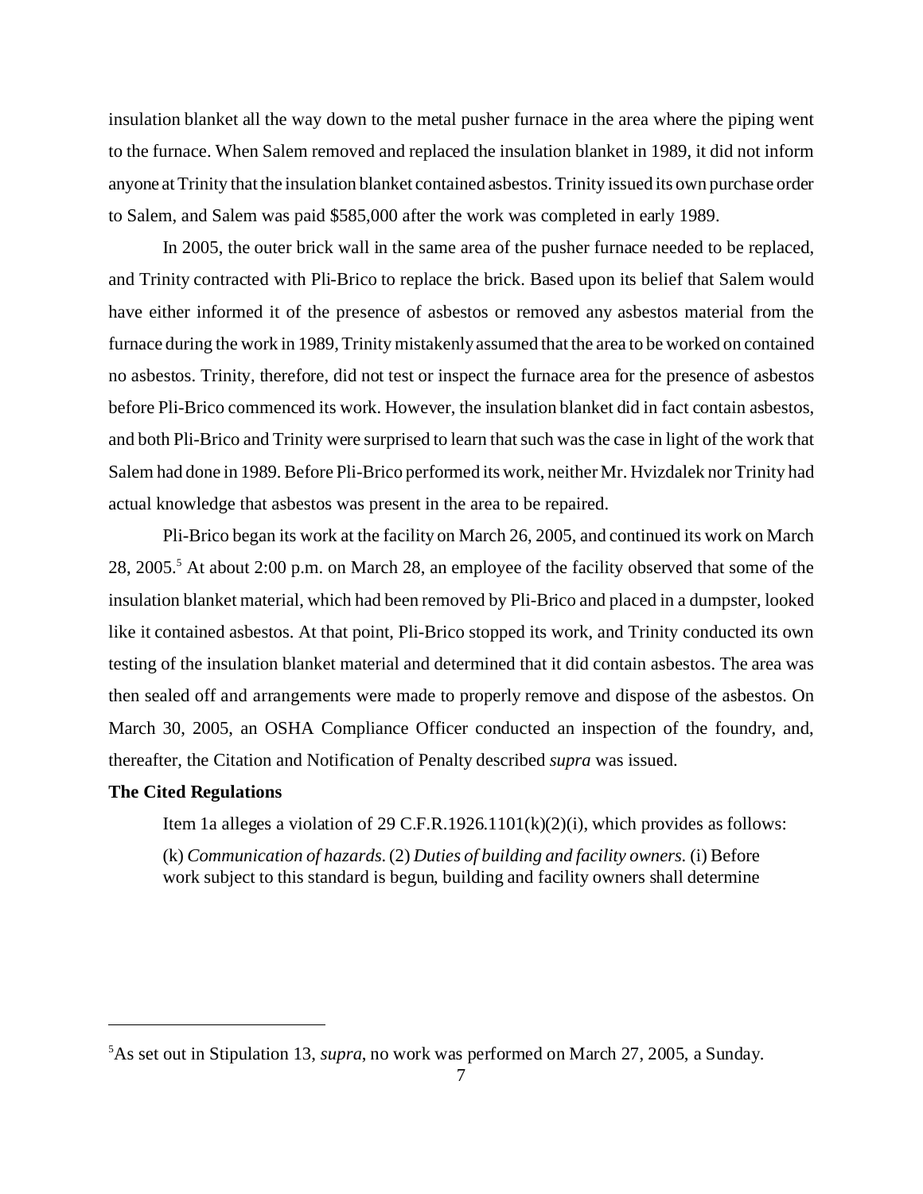insulation blanket all the way down to the metal pusher furnace in the area where the piping went to the furnace. When Salem removed and replaced the insulation blanket in 1989, it did not inform anyone at Trinity that the insulation blanket contained asbestos. Trinity issued its own purchase order to Salem, and Salem was paid $585,000 after the work was completed in early 1989.

In 2005, the outer brick wall in the same area of the pusher furnace needed to be replaced, and Trinity contracted with Pli-Brico to replace the brick. Based upon its belief that Salem would have either informed it of the presence of asbestos or removed any asbestos material from the furnace during the work in 1989, Trinity mistakenly assumed that the area to be worked on contained no asbestos. Trinity, therefore, did not test or inspect the furnace area for the presence of asbestos before Pli-Brico commenced its work. However, the insulation blanket did in fact contain asbestos, and both Pli-Brico and Trinity were surprised to learn that such was the case in light of the work that Salem had done in 1989. Before Pli-Brico performed its work, neither Mr. Hvizdalek nor Trinity had actual knowledge that asbestos was present in the area to be repaired.

Pli-Brico began its work at the facility on March 26, 2005, and continued its work on March 28, 2005.[5] At about 2:00 p.m. on March 28, an employee of the facility observed that some of the insulation blanket material, which had been removed by Pli-Brico and placed in a dumpster, looked like it contained asbestos. At that point, Pli-Brico stopped its work, and Trinity conducted its own testing of the insulation blanket material and determined that it did contain asbestos. The area was then sealed off and arrangements were made to properly remove and dispose of the asbestos. On March 30, 2005, an OSHA Compliance Officer conducted an inspection of the foundry, and, thereafter, the Citation and Notification of Penalty described *supra* was issued.

**The Cited Regulations**

Item 1a alleges a violation of 29 C.F.R.1926.1101(k)(2)(i), which provides as follows:

> (k) *Communication of hazards.* (2) *Duties of building and facility owners.* (i) Before work subject to this standard is begun, building and facility owners shall determine

---

[5] As set out in Stipulation 13, *supra*, no work was performed on March 27, 2005, a Sunday.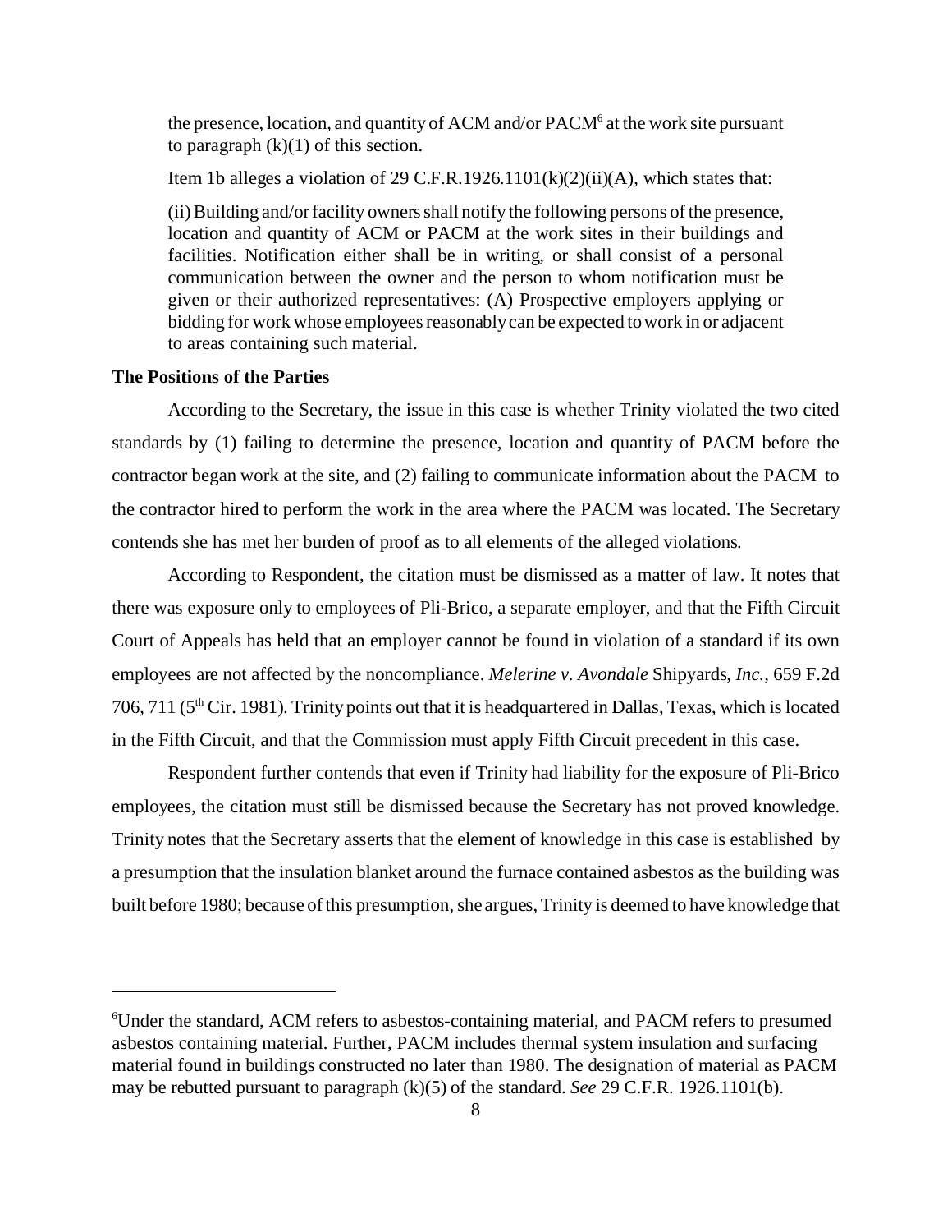> the presence, location, and quantity of ACM and/or PACM[6] at the work site pursuant to paragraph (k)(1) of this section.
>
> Item 1b alleges a violation of 29 C.F.R.1926.1101(k)(2)(ii)(A), which states that:
>
> (ii) Building and/or facility owners shall notify the following persons of the presence, location and quantity of ACM or PACM at the work sites in their buildings and facilities. Notification either shall be in writing, or shall consist of a personal communication between the owner and the person to whom notification must be given or their authorized representatives: (A) Prospective employers applying or bidding for work whose employees reasonably can be expected to work in or adjacent to areas containing such material.

**The Positions of the Parties**

According to the Secretary, the issue in this case is whether Trinity violated the two cited standards by (1) failing to determine the presence, location and quantity of PACM before the contractor began work at the site, and (2) failing to communicate information about the PACM to the contractor hired to perform the work in the area where the PACM was located. The Secretary contends she has met her burden of proof as to all elements of the alleged violations.

According to Respondent, the citation must be dismissed as a matter of law. It notes that there was exposure only to employees of Pli-Brico, a separate employer, and that the Fifth Circuit Court of Appeals has held that an employer cannot be found in violation of a standard if its own employees are not affected by the noncompliance. *Melerine v. Avondale* Shipyards, *Inc.*, 659 F.2d 706, 711 (5th Cir. 1981). Trinity points out that it is headquartered in Dallas, Texas, which is located in the Fifth Circuit, and that the Commission must apply Fifth Circuit precedent in this case.

Respondent further contends that even if Trinity had liability for the exposure of Pli-Brico employees, the citation must still be dismissed because the Secretary has not proved knowledge. Trinity notes that the Secretary asserts that the element of knowledge in this case is established by a presumption that the insulation blanket around the furnace contained asbestos as the building was built before 1980; because of this presumption, she argues, Trinity is deemed to have knowledge that

---

[6]Under the standard, ACM refers to asbestos-containing material, and PACM refers to presumed asbestos containing material. Further, PACM includes thermal system insulation and surfacing material found in buildings constructed no later than 1980. The designation of material as PACM may be rebutted pursuant to paragraph (k)(5) of the standard. *See* 29 C.F.R. 1926.1101(b).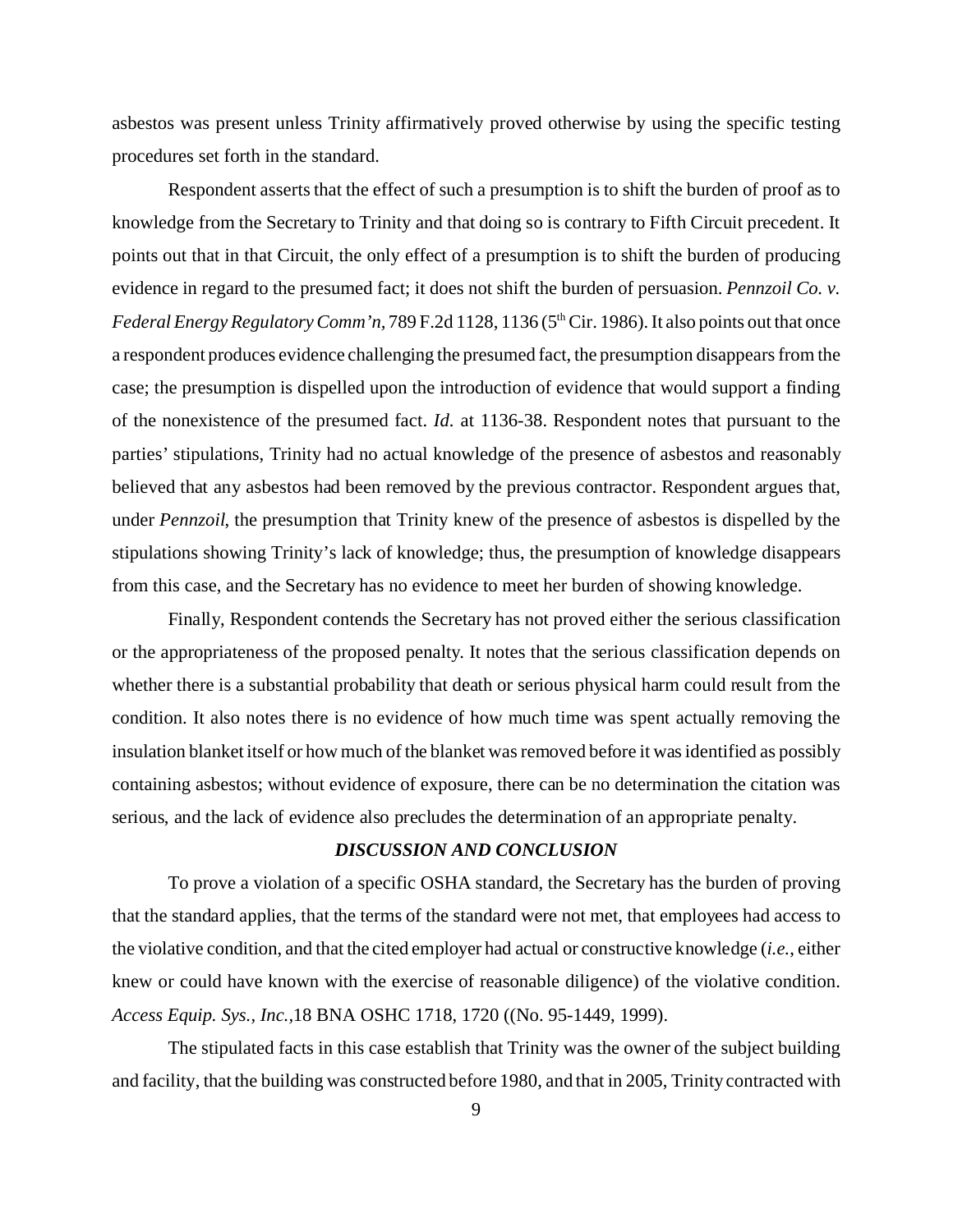asbestos was present unless Trinity affirmatively proved otherwise by using the specific testing procedures set forth in the standard.

Respondent asserts that the effect of such a presumption is to shift the burden of proof as to knowledge from the Secretary to Trinity and that doing so is contrary to Fifth Circuit precedent. It points out that in that Circuit, the only effect of a presumption is to shift the burden of producing evidence in regard to the presumed fact; it does not shift the burden of persuasion. *Pennzoil Co. v. Federal Energy Regulatory Comm'n*, 789 F.2d 1128, 1136 (5th Cir. 1986). It also points out that once a respondent produces evidence challenging the presumed fact, the presumption disappears from the case; the presumption is dispelled upon the introduction of evidence that would support a finding of the nonexistence of the presumed fact. *Id.* at 1136-38. Respondent notes that pursuant to the parties' stipulations, Trinity had no actual knowledge of the presence of asbestos and reasonably believed that any asbestos had been removed by the previous contractor. Respondent argues that, under *Pennzoil*, the presumption that Trinity knew of the presence of asbestos is dispelled by the stipulations showing Trinity's lack of knowledge; thus, the presumption of knowledge disappears from this case, and the Secretary has no evidence to meet her burden of showing knowledge.

Finally, Respondent contends the Secretary has not proved either the serious classification or the appropriateness of the proposed penalty. It notes that the serious classification depends on whether there is a substantial probability that death or serious physical harm could result from the condition. It also notes there is no evidence of how much time was spent actually removing the insulation blanket itself or how much of the blanket was removed before it was identified as possibly containing asbestos; without evidence of exposure, there can be no determination the citation was serious, and the lack of evidence also precludes the determination of an appropriate penalty.

### *DISCUSSION AND CONCLUSION*

To prove a violation of a specific OSHA standard, the Secretary has the burden of proving that the standard applies, that the terms of the standard were not met, that employees had access to the violative condition, and that the cited employer had actual or constructive knowledge (*i.e.*, either knew or could have known with the exercise of reasonable diligence) of the violative condition. *Access Equip. Sys., Inc.*,18 BNA OSHC 1718, 1720 ((No. 95-1449, 1999).

The stipulated facts in this case establish that Trinity was the owner of the subject building and facility, that the building was constructed before 1980, and that in 2005, Trinity contracted with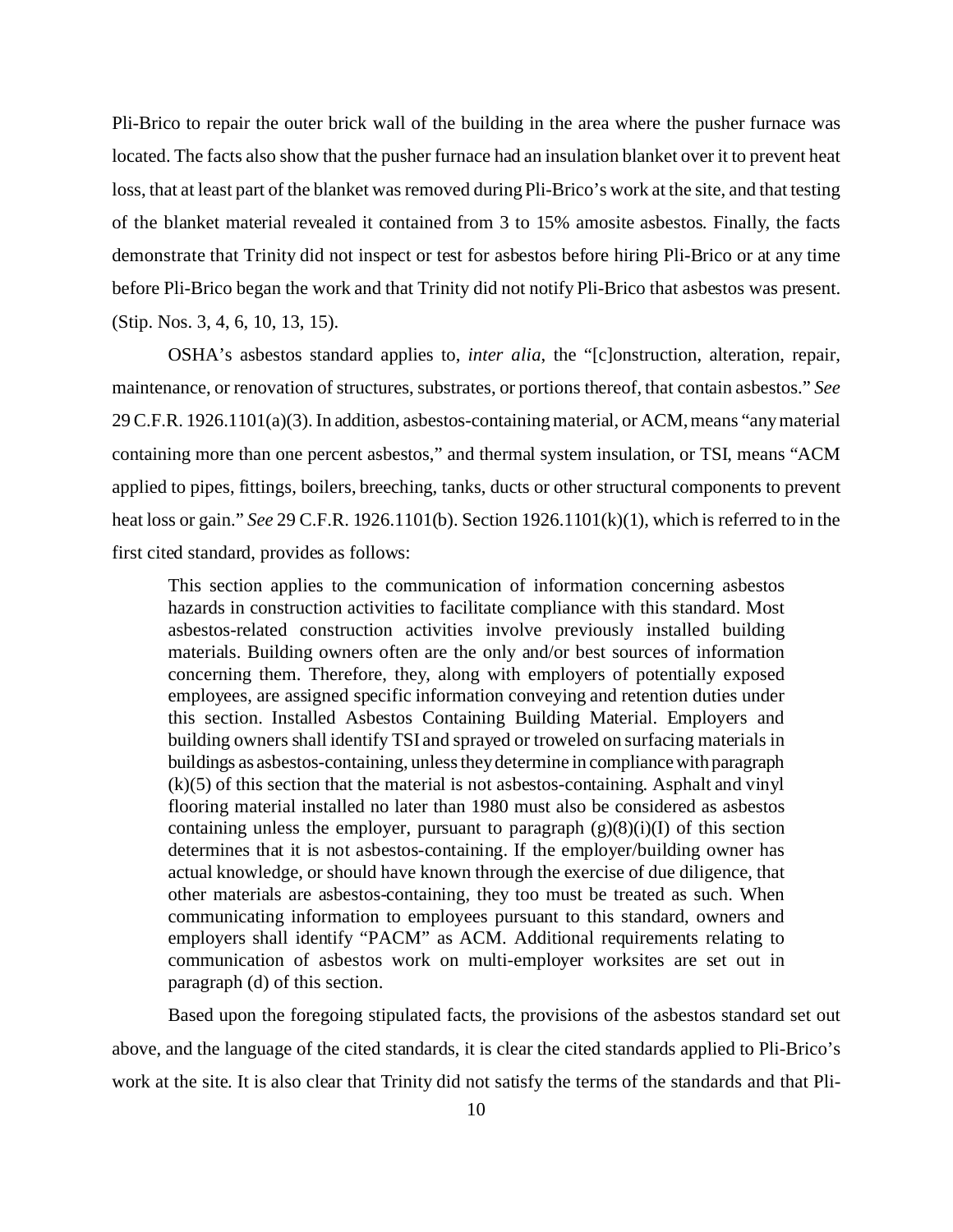Pli-Brico to repair the outer brick wall of the building in the area where the pusher furnace was located. The facts also show that the pusher furnace had an insulation blanket over it to prevent heat loss, that at least part of the blanket was removed during Pli-Brico's work at the site, and that testing of the blanket material revealed it contained from 3 to 15% amosite asbestos. Finally, the facts demonstrate that Trinity did not inspect or test for asbestos before hiring Pli-Brico or at any time before Pli-Brico began the work and that Trinity did not notify Pli-Brico that asbestos was present. (Stip. Nos. 3, 4, 6, 10, 13, 15).

OSHA's asbestos standard applies to, *inter alia*, the "[c]onstruction, alteration, repair, maintenance, or renovation of structures, substrates, or portions thereof, that contain asbestos." *See* 29 C.F.R. 1926.1101(a)(3). In addition, asbestos-containing material, or ACM, means "any material containing more than one percent asbestos," and thermal system insulation, or TSI, means "ACM applied to pipes, fittings, boilers, breeching, tanks, ducts or other structural components to prevent heat loss or gain." *See* 29 C.F.R. 1926.1101(b). Section 1926.1101(k)(1), which is referred to in the first cited standard, provides as follows:

> This section applies to the communication of information concerning asbestos hazards in construction activities to facilitate compliance with this standard. Most asbestos-related construction activities involve previously installed building materials. Building owners often are the only and/or best sources of information concerning them. Therefore, they, along with employers of potentially exposed employees, are assigned specific information conveying and retention duties under this section. Installed Asbestos Containing Building Material. Employers and building owners shall identify TSI and sprayed or troweled on surfacing materials in buildings as asbestos-containing, unless they determine in compliance with paragraph (k)(5) of this section that the material is not asbestos-containing. Asphalt and vinyl flooring material installed no later than 1980 must also be considered as asbestos containing unless the employer, pursuant to paragraph (g)(8)(i)(I) of this section determines that it is not asbestos-containing. If the employer/building owner has actual knowledge, or should have known through the exercise of due diligence, that other materials are asbestos-containing, they too must be treated as such. When communicating information to employees pursuant to this standard, owners and employers shall identify "PACM" as ACM. Additional requirements relating to communication of asbestos work on multi-employer worksites are set out in paragraph (d) of this section.

Based upon the foregoing stipulated facts, the provisions of the asbestos standard set out above, and the language of the cited standards, it is clear the cited standards applied to Pli-Brico's work at the site. It is also clear that Trinity did not satisfy the terms of the standards and that Pli-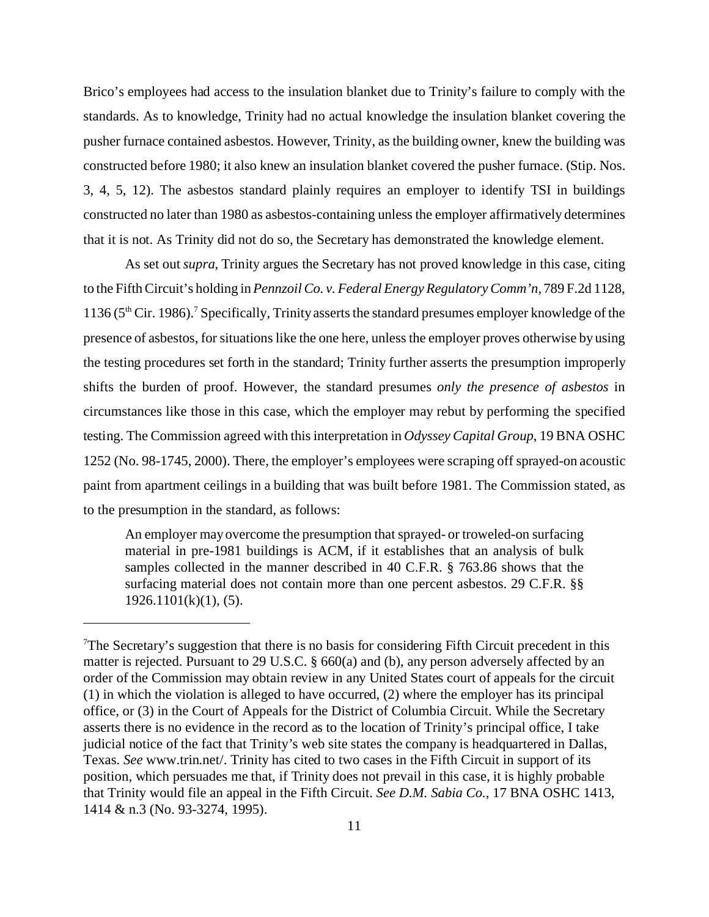Brico's employees had access to the insulation blanket due to Trinity's failure to comply with the standards. As to knowledge, Trinity had no actual knowledge the insulation blanket covering the pusher furnace contained asbestos. However, Trinity, as the building owner, knew the building was constructed before 1980; it also knew an insulation blanket covered the pusher furnace. (Stip. Nos. 3, 4, 5, 12). The asbestos standard plainly requires an employer to identify TSI in buildings constructed no later than 1980 as asbestos-containing unless the employer affirmatively determines that it is not. As Trinity did not do so, the Secretary has demonstrated the knowledge element.

As set out *supra*, Trinity argues the Secretary has not proved knowledge in this case, citing to the Fifth Circuit's holding in *Pennzoil Co. v. Federal Energy Regulatory Comm'n*, 789 F.2d 1128, 1136 (5th Cir. 1986).[7] Specifically, Trinity asserts the standard presumes employer knowledge of the presence of asbestos, for situations like the one here, unless the employer proves otherwise by using the testing procedures set forth in the standard; Trinity further asserts the presumption improperly shifts the burden of proof. However, the standard presumes *only the presence of asbestos* in circumstances like those in this case, which the employer may rebut by performing the specified testing. The Commission agreed with this interpretation in *Odyssey Capital Group*, 19 BNA OSHC 1252 (No. 98-1745, 2000). There, the employer's employees were scraping off sprayed-on acoustic paint from apartment ceilings in a building that was built before 1981. The Commission stated, as to the presumption in the standard, as follows:

> An employer may overcome the presumption that sprayed- or troweled-on surfacing material in pre-1981 buildings is ACM, if it establishes that an analysis of bulk samples collected in the manner described in 40 C.F.R. § 763.86 shows that the surfacing material does not contain more than one percent asbestos. 29 C.F.R. §§ 1926.1101(k)(1), (5).

---

[7]The Secretary's suggestion that there is no basis for considering Fifth Circuit precedent in this matter is rejected. Pursuant to 29 U.S.C. § 660(a) and (b), any person adversely affected by an order of the Commission may obtain review in any United States court of appeals for the circuit (1) in which the violation is alleged to have occurred, (2) where the employer has its principal office, or (3) in the Court of Appeals for the District of Columbia Circuit. While the Secretary asserts there is no evidence in the record as to the location of Trinity's principal office, I take judicial notice of the fact that Trinity's web site states the company is headquartered in Dallas, Texas. *See* www.trin.net/. Trinity has cited to two cases in the Fifth Circuit in support of its position, which persuades me that, if Trinity does not prevail in this case, it is highly probable that Trinity would file an appeal in the Fifth Circuit. *See D.M. Sabia Co.*, 17 BNA OSHC 1413, 1414 & n.3 (No. 93-3274, 1995).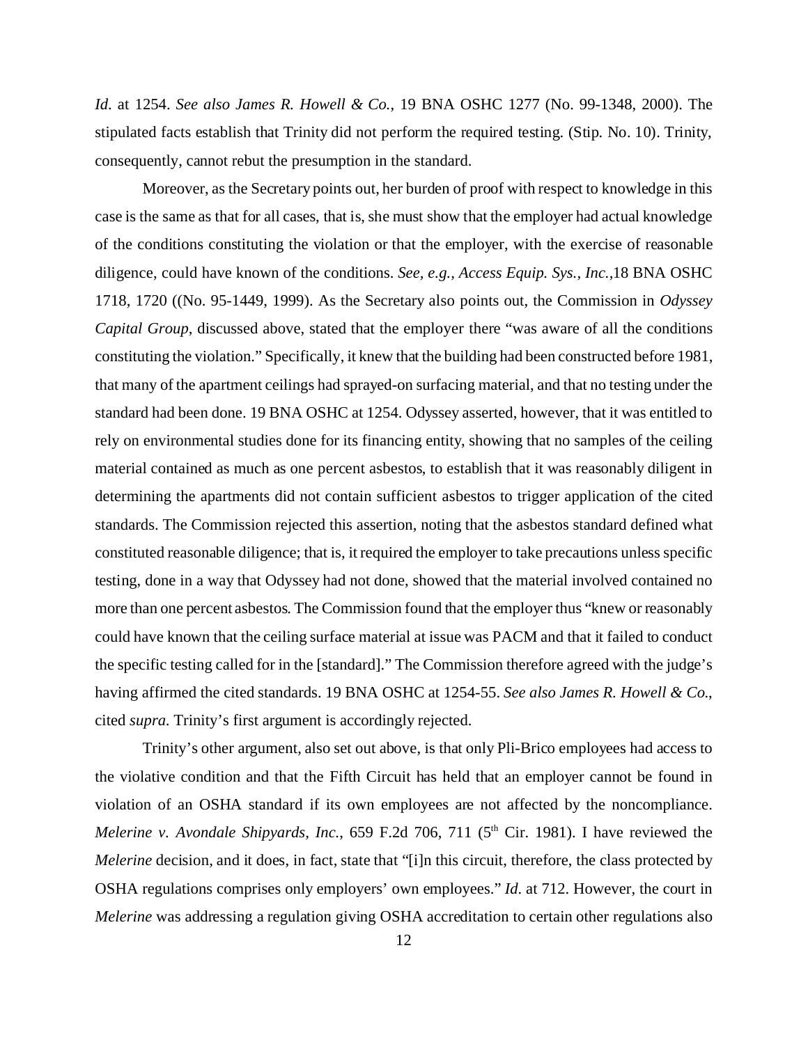*Id*. at 1254. *See also James R. Howell & Co.*, 19 BNA OSHC 1277 (No. 99-1348, 2000). The stipulated facts establish that Trinity did not perform the required testing. (Stip. No. 10). Trinity, consequently, cannot rebut the presumption in the standard.

Moreover, as the Secretary points out, her burden of proof with respect to knowledge in this case is the same as that for all cases, that is, she must show that the employer had actual knowledge of the conditions constituting the violation or that the employer, with the exercise of reasonable diligence, could have known of the conditions. *See, e.g., Access Equip. Sys., Inc.*,18 BNA OSHC 1718, 1720 ((No. 95-1449, 1999). As the Secretary also points out, the Commission in *Odyssey Capital Group*, discussed above, stated that the employer there "was aware of all the conditions constituting the violation." Specifically, it knew that the building had been constructed before 1981, that many of the apartment ceilings had sprayed-on surfacing material, and that no testing under the standard had been done. 19 BNA OSHC at 1254. Odyssey asserted, however, that it was entitled to rely on environmental studies done for its financing entity, showing that no samples of the ceiling material contained as much as one percent asbestos, to establish that it was reasonably diligent in determining the apartments did not contain sufficient asbestos to trigger application of the cited standards. The Commission rejected this assertion, noting that the asbestos standard defined what constituted reasonable diligence; that is, it required the employer to take precautions unless specific testing, done in a way that Odyssey had not done, showed that the material involved contained no more than one percent asbestos. The Commission found that the employer thus "knew or reasonably could have known that the ceiling surface material at issue was PACM and that it failed to conduct the specific testing called for in the [standard]." The Commission therefore agreed with the judge's having affirmed the cited standards. 19 BNA OSHC at 1254-55. *See also James R. Howell & Co.*, cited *supra*. Trinity's first argument is accordingly rejected.

Trinity's other argument, also set out above, is that only Pli-Brico employees had access to the violative condition and that the Fifth Circuit has held that an employer cannot be found in violation of an OSHA standard if its own employees are not affected by the noncompliance. *Melerine v. Avondale Shipyards, Inc.*, 659 F.2d 706, 711 (5th Cir. 1981). I have reviewed the *Melerine* decision, and it does, in fact, state that "[i]n this circuit, therefore, the class protected by OSHA regulations comprises only employers' own employees." *Id*. at 712. However, the court in *Melerine* was addressing a regulation giving OSHA accreditation to certain other regulations also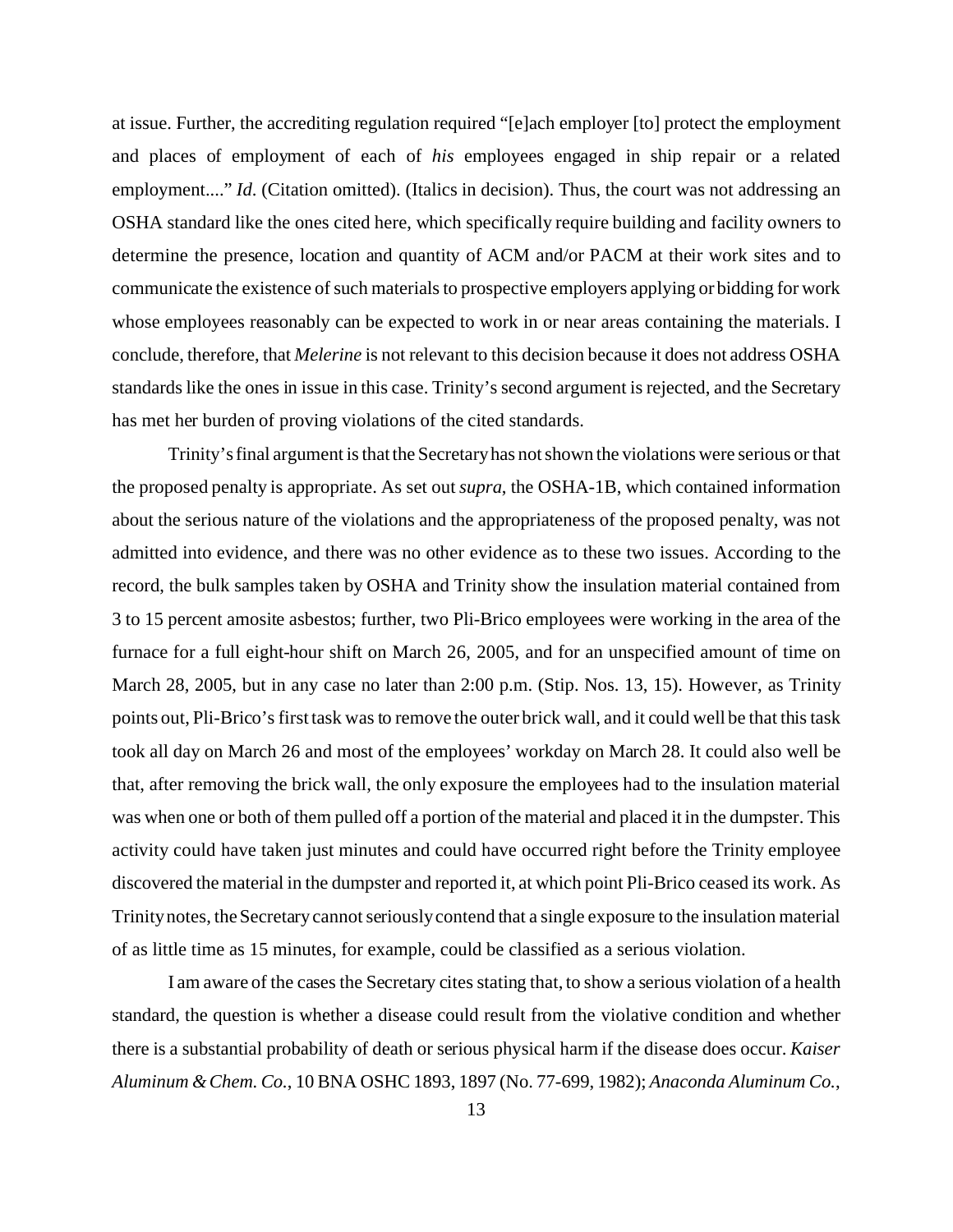at issue. Further, the accrediting regulation required "[e]ach employer [to] protect the employment and places of employment of each of *his* employees engaged in ship repair or a related employment...." *Id*. (Citation omitted). (Italics in decision). Thus, the court was not addressing an OSHA standard like the ones cited here, which specifically require building and facility owners to determine the presence, location and quantity of ACM and/or PACM at their work sites and to communicate the existence of such materials to prospective employers applying or bidding for work whose employees reasonably can be expected to work in or near areas containing the materials. I conclude, therefore, that *Melerine* is not relevant to this decision because it does not address OSHA standards like the ones in issue in this case. Trinity's second argument is rejected, and the Secretary has met her burden of proving violations of the cited standards.

Trinity's final argument is that the Secretary has not shown the violations were serious or that the proposed penalty is appropriate. As set out *supra*, the OSHA-1B, which contained information about the serious nature of the violations and the appropriateness of the proposed penalty, was not admitted into evidence, and there was no other evidence as to these two issues. According to the record, the bulk samples taken by OSHA and Trinity show the insulation material contained from 3 to 15 percent amosite asbestos; further, two Pli-Brico employees were working in the area of the furnace for a full eight-hour shift on March 26, 2005, and for an unspecified amount of time on March 28, 2005, but in any case no later than 2:00 p.m. (Stip. Nos. 13, 15). However, as Trinity points out, Pli-Brico's first task was to remove the outer brick wall, and it could well be that this task took all day on March 26 and most of the employees' workday on March 28. It could also well be that, after removing the brick wall, the only exposure the employees had to the insulation material was when one or both of them pulled off a portion of the material and placed it in the dumpster. This activity could have taken just minutes and could have occurred right before the Trinity employee discovered the material in the dumpster and reported it, at which point Pli-Brico ceased its work. As Trinity notes, the Secretary cannot seriously contend that a single exposure to the insulation material of as little time as 15 minutes, for example, could be classified as a serious violation.

I am aware of the cases the Secretary cites stating that, to show a serious violation of a health standard, the question is whether a disease could result from the violative condition and whether there is a substantial probability of death or serious physical harm if the disease does occur. *Kaiser Aluminum & Chem. Co.*, 10 BNA OSHC 1893, 1897 (No. 77-699, 1982); *Anaconda Aluminum Co.*,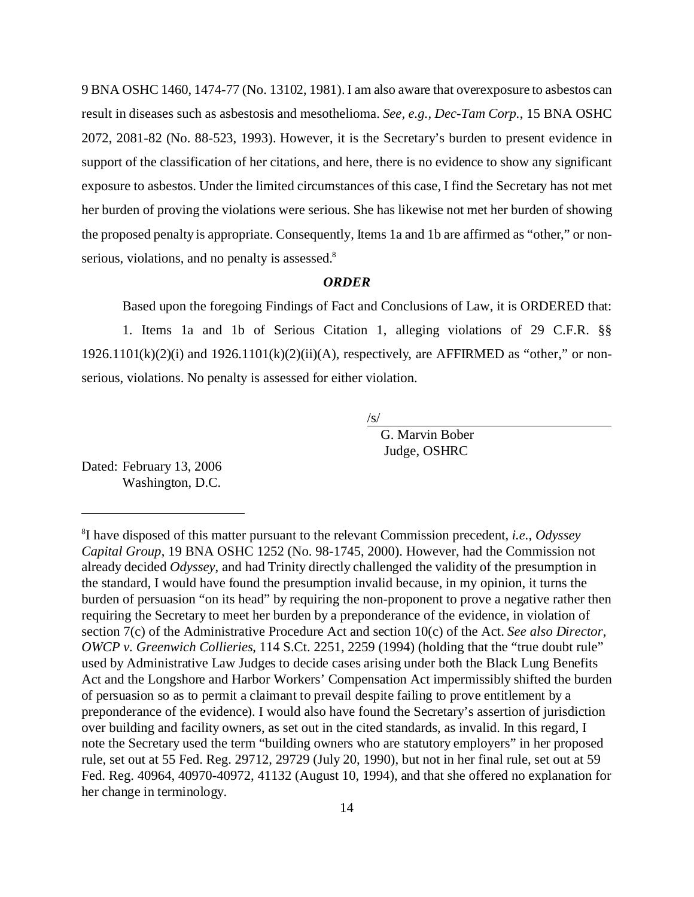9 BNA OSHC 1460, 1474-77 (No. 13102, 1981). I am also aware that overexposure to asbestos can result in diseases such as asbestosis and mesothelioma. *See, e.g., Dec-Tam Corp.*, 15 BNA OSHC 2072, 2081-82 (No. 88-523, 1993). However, it is the Secretary's burden to present evidence in support of the classification of her citations, and here, there is no evidence to show any significant exposure to asbestos. Under the limited circumstances of this case, I find the Secretary has not met her burden of proving the violations were serious. She has likewise not met her burden of showing the proposed penalty is appropriate. Consequently, Items 1a and 1b are affirmed as "other," or non-serious, violations, and no penalty is assessed.[8]

## *ORDER*

Based upon the foregoing Findings of Fact and Conclusions of Law, it is ORDERED that:

1. Items 1a and 1b of Serious Citation 1, alleging violations of 29 C.F.R. §§ 1926.1101(k)(2)(i) and 1926.1101(k)(2)(ii)(A), respectively, are AFFIRMED as "other," or non-serious, violations. No penalty is assessed for either violation.

/s/
G. Marvin Bober
Judge, OSHRC

Dated: February 13, 2006
Washington, D.C.

---

[8]I have disposed of this matter pursuant to the relevant Commission precedent, *i.e., Odyssey Capital Group*, 19 BNA OSHC 1252 (No. 98-1745, 2000). However, had the Commission not already decided *Odyssey*, and had Trinity directly challenged the validity of the presumption in the standard, I would have found the presumption invalid because, in my opinion, it turns the burden of persuasion "on its head" by requiring the non-proponent to prove a negative rather then requiring the Secretary to meet her burden by a preponderance of the evidence, in violation of section 7(c) of the Administrative Procedure Act and section 10(c) of the Act. *See also Director, OWCP v. Greenwich Collieries*, 114 S.Ct. 2251, 2259 (1994) (holding that the "true doubt rule" used by Administrative Law Judges to decide cases arising under both the Black Lung Benefits Act and the Longshore and Harbor Workers' Compensation Act impermissibly shifted the burden of persuasion so as to permit a claimant to prevail despite failing to prove entitlement by a preponderance of the evidence). I would also have found the Secretary's assertion of jurisdiction over building and facility owners, as set out in the cited standards, as invalid. In this regard, I note the Secretary used the term "building owners who are statutory employers" in her proposed rule, set out at 55 Fed. Reg. 29712, 29729 (July 20, 1990), but not in her final rule, set out at 59 Fed. Reg. 40964, 40970-40972, 41132 (August 10, 1994), and that she offered no explanation for her change in terminology.